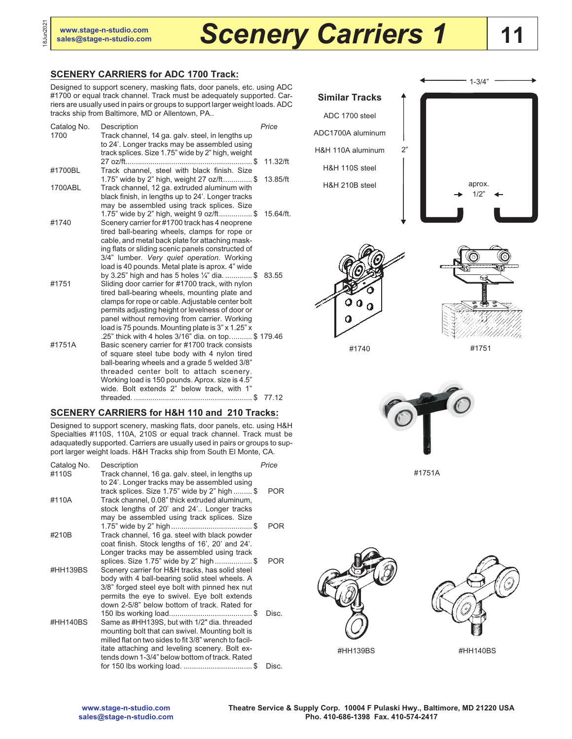# Scenery Carriers 1

www.stage-n-studio.com
sales@stage-n-studio.com

## SCENERY CARRIERS for ADC 1700 Track:

Designed to support scenery, masking flats, door panels, etc. using ADC #1700 or equal track channel. Track must be adequately supported. Carriers are usually used in pairs or groups to support larger weight loads. ADC tracks ship from Baltimore, MD or Allentown, PA..

| Catalog No. | Description | Price |
|---|---|---|
| 1700 | Track channel, 14 ga. galv. steel, in lengths up to 24'. Longer tracks may be assembled using track splices. Size 1.75" wide by 2" high, weight 27 oz/ft | $ 11.32/ft |
| #1700BL | Track channel, steel with black finish. Size 1.75" wide by 2" high, weight 27 oz/ft | $ 13.85/ft |
| 1700ABL | Track channel, 12 ga. extruded aluminum with black finish, in lengths up to 24'. Longer tracks may be assembled using track splices. Size 1.75" wide by 2" high, weight 9 oz/ft | $ 15.64/ft. |
| #1740 | Scenery carrier for #1700 track has 4 neoprene tired ball-bearing wheels, clamps for rope or cable, and metal back plate for attaching masking flats or sliding scenic panels constructed of 3/4" lumber. *Very quiet operation*. Working load is 40 pounds. Metal plate is aprox. 4" wide by 3.25" high and has 5 holes ¼" dia. | $ 83.55 |
| #1751 | Sliding door carrier for #1700 track, with nylon tired ball-bearing wheels, mounting plate and clamps for rope or cable. Adjustable center bolt permits adjusting height or levelness of door or panel without removing from carrier. Working load is 75 pounds. Mounting plate is 3" x 1.25" x .25" thick with 4 holes 3/16" dia. on top | $ 179.46 |
| #1751A | Basic scenery carrier for #1700 track consists of square steel tube body with 4 nylon tired ball-bearing wheels and a grade 5 welded 3/8" threaded center bolt to attach scenery. Working load is 150 pounds. Aprox. size is 4.5" wide. Bolt extends 2" below track, with 1" threaded. | $ 77.12 |

## SCENERY CARRIERS for H&H 110 and 210 Tracks:

Designed to support scenery, masking flats, door panels, etc. using H&H Specialties #110S, 110A, 210S or equal track channel. Track must be adaquatedly supported. Carriers are usually used in pairs or groups to support larger weight loads. H&H Tracks ship from South El Monte, CA.

| Catalog No. | Description | Price |
|---|---|---|
| #110S | Track channel, 16 ga. galv. steel, in lengths up to 24'. Longer tracks may be assembled using track splices. Size 1.75" wide by 2" high | $ POR |
| #110A | Track channel, 0.08" thick extruded aluminum, stock lengths of 20' and 24'.. Longer tracks may be assembled using track splices. Size 1.75" wide by 2" high | $ POR |
| #210B | Track channel, 16 ga. steel with black powder coat finish. Stock lengths of 16', 20' and 24'. Longer tracks may be assembled using track splices. Size 1.75" wide by 2" high | $ POR |
| #HH139BS | Scenery carrier for H&H tracks, has solid steel body with 4 ball-bearing solid steel wheels. A 3/8" forged steel eye bolt with pinned hex nut permits the eye to swivel. Eye bolt extends down 2-5/8" below bottom of track. Rated for 150 lbs working load | $ Disc. |
| #HH140BS | Same as #HH139S, but with 1/2" dia. threaded mounting bolt that can swivel. Mounting bolt is milled flat on two sides to fit 3/8" wrench to facilitate attaching and leveling scenery. Bolt extends down 1-3/4" below bottom of track. Rated for 150 lbs working load. | $ Disc. |

**Similar Tracks**

- ADC 1700 steel
- ADC1700A aluminum
- H&H 110A aluminum
- H&H 110S steel
- H&H 210B steel

1-3/4"
2"
aprox. 1/2"

#1740

#1751

#1751A

#HH139BS

#HH140BS

Theatre Service & Supply Corp. 10004 F Pulaski Hwy., Baltimore, MD 21220 USA
Pho. 410-686-1398 Fax. 410-574-2417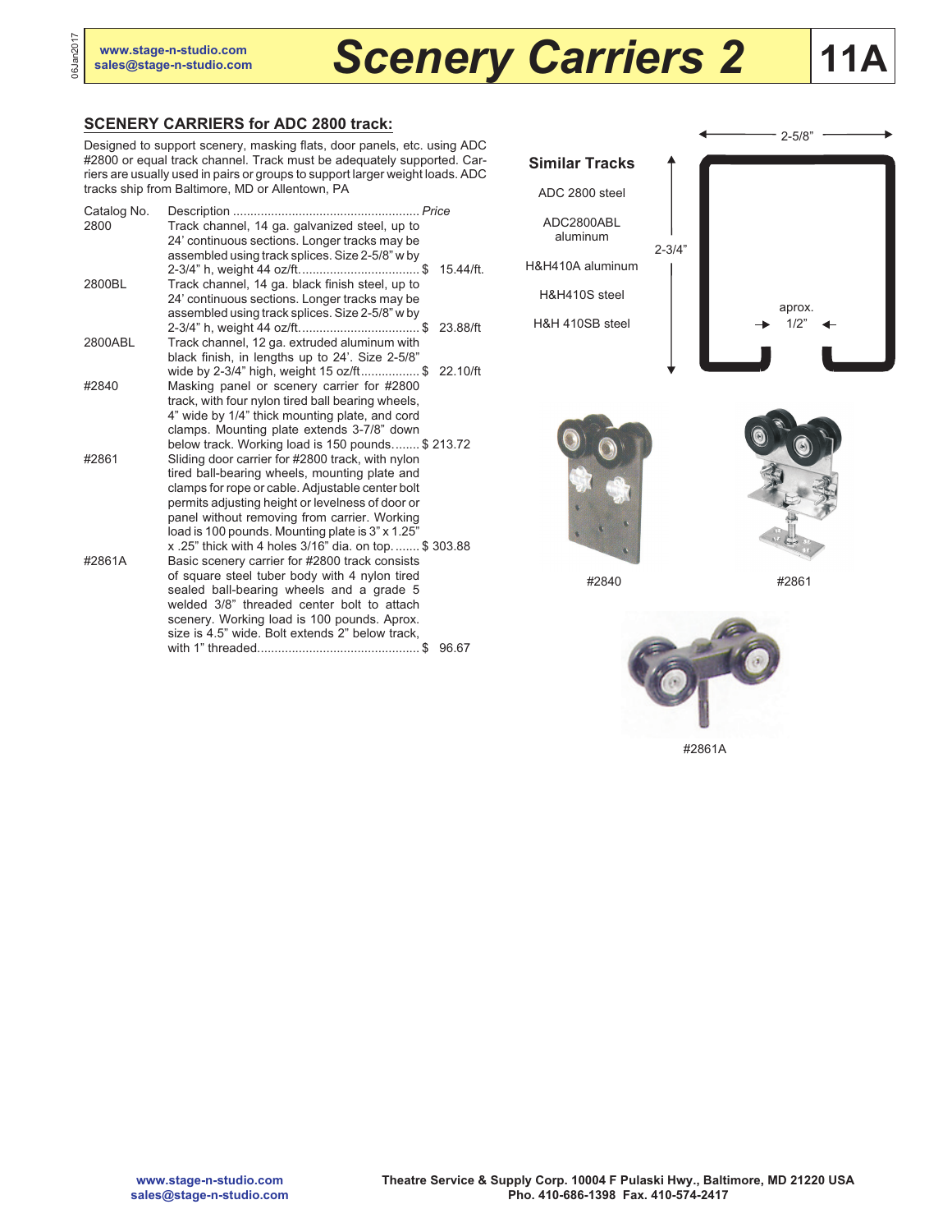# Scenery Carriers 2

## SCENERY CARRIERS for ADC 2800 track:

Designed to support scenery, masking flats, door panels, etc. using ADC #2800 or equal track channel. Track must be adequately supported. Carriers are usually used in pairs or groups to support larger weight loads. ADC tracks ship from Baltimore, MD or Allentown, PA

| Catalog No. | Description | Price |
|---|---|---|
| 2800 | Track channel, 14 ga. galvanized steel, up to 24' continuous sections. Longer tracks may be assembled using track splices. Size 2-5/8" w by 2-3/4" h, weight 44 oz/ft. | $ 15.44/ft. |
| 2800BL | Track channel, 14 ga. black finish steel, up to 24' continuous sections. Longer tracks may be assembled using track splices. Size 2-5/8" w by 2-3/4" h, weight 44 oz/ft. | $ 23.88/ft |
| 2800ABL | Track channel, 12 ga. extruded aluminum with black finish, in lengths up to 24'. Size 2-5/8" wide by 2-3/4" high, weight 15 oz/ft | $ 22.10/ft |
| #2840 | Masking panel or scenery carrier for #2800 track, with four nylon tired ball bearing wheels, 4" wide by 1/4" thick mounting plate, and cord clamps. Mounting plate extends 3-7/8" down below track. Working load is 150 pounds | $ 213.72 |
| #2861 | Sliding door carrier for #2800 track, with nylon tired ball-bearing wheels, mounting plate and clamps for rope or cable. Adjustable center bolt permits adjusting height or levelness of door or panel without removing from carrier. Working load is 100 pounds. Mounting plate is 3" x 1.25" x .25" thick with 4 holes 3/16" dia. on top. | $ 303.88 |
| #2861A | Basic scenery carrier for #2800 track consists of square steel tuber body with 4 nylon tired sealed ball-bearing wheels and a grade 5 welded 3/8" threaded center bolt to attach scenery. Working load is 100 pounds. Aprox. size is 4.5" wide. Bolt extends 2" below track, with 1" threaded | $ 96.67 |

### Similar Tracks

- ADC 2800 steel
- ADC2800ABL aluminum
- H&H410A aluminum
- H&H410S steel
- H&H 410SB steel

2-5/8"

2-3/4"

aprox. 1/2"

#2840

#2861

#2861A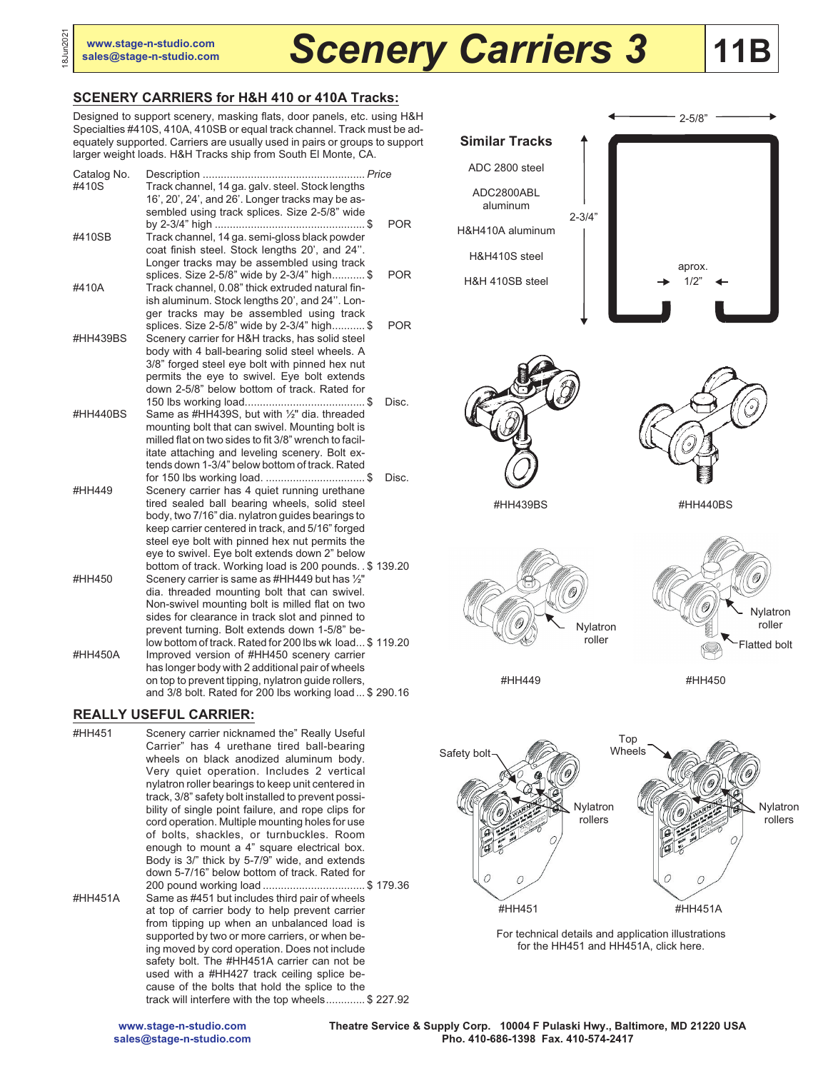# Scenery Carriers 3

www.stage-n-studio.com
sales@stage-n-studio.com

## SCENERY CARRIERS for H&H 410 or 410A Tracks:

Designed to support scenery, masking flats, door panels, etc. using H&H Specialties #410S, 410A, 410SB or equal track channel. Track must be adequately supported. Carriers are usually used in pairs or groups to support larger weight loads. H&H Tracks ship from South El Monte, CA.

| Catalog No. | Description | Price |
|---|---|---|
| #410S | Track channel, 14 ga. galv. steel. Stock lengths 16', 20', 24', and 26'. Longer tracks may be assembled using track splices. Size 2-5/8" wide by 2-3/4" high | $ POR |
| #410SB | Track channel, 14 ga. semi-gloss black powder coat finish steel. Stock lengths 20', and 24''. Longer tracks may be assembled using track splices. Size 2-5/8" wide by 2-3/4" high | $ POR |
| #410A | Track channel, 0.08" thick extruded natural finish aluminum. Stock lengths 20', and 24''. Longer tracks may be assembled using track splices. Size 2-5/8" wide by 2-3/4" high | $ POR |
| #HH439BS | Scenery carrier for H&H tracks, has solid steel body with 4 ball-bearing solid steel wheels. A 3/8" forged steel eye bolt with pinned hex nut permits the eye to swivel. Eye bolt extends down 2-5/8" below bottom of track. Rated for 150 lbs working load | $ Disc. |
| #HH440BS | Same as #HH439S, but with ½" dia. threaded mounting bolt that can swivel. Mounting bolt is milled flat on two sides to fit 3/8" wrench to facilitate attaching and leveling scenery. Bolt extends down 1-3/4" below bottom of track. Rated for 150 lbs working load. | $ Disc. |
| #HH449 | Scenery carrier has 4 quiet running urethane tired sealed ball bearing wheels, solid steel body, two 7/16" dia. nylatron guides bearings to keep carrier centered in track, and 5/16" forged steel eye bolt with pinned hex nut permits the eye to swivel. Eye bolt extends down 2" below bottom of track. Working load is 200 pounds. | $ 139.20 |
| #HH450 | Scenery carrier is same as #HH449 but has ½" dia. threaded mounting bolt that can swivel. Non-swivel mounting bolt is milled flat on two sides for clearance in track slot and pinned to prevent turning. Bolt extends down 1-5/8" below bottom of track. Rated for 200 lbs wk load | $ 119.20 |
| #HH450A | Improved version of #HH450 scenery carrier has longer body with 2 additional pair of wheels on top to prevent tipping, nylatron guide rollers, and 3/8 bolt. Rated for 200 lbs working load | $ 290.16 |

## REALLY USEFUL CARRIER:

| Catalog No. | Description | Price |
|---|---|---|
| #HH451 | Scenery carrier nicknamed the" Really Useful Carrier" has 4 urethane tired ball-bearing wheels on black anodized aluminum body. Very quiet operation. Includes 2 vertical nylatron roller bearings to keep unit centered in track, 3/8" safety bolt installed to prevent possibility of single point failure, and rope clips for cord operation. Multiple mounting holes for use of bolts, shackles, or turnbuckles. Room enough to mount a 4" square electrical box. Body is 3/" thick by 5-7/9" wide, and extends down 5-7/16" below bottom of track. Rated for 200 pound working load | $ 179.36 |
| #HH451A | Same as #451 but includes third pair of wheels at top of carrier body to help prevent carrier from tipping up when an unbalanced load is supported by two or more carriers, or when being moved by cord operation. Does not include safety bolt. The #HH451A carrier can not be used with a #HH427 track ceiling splice because of the bolts that hold the splice to the track will interfere with the top wheels | $ 227.92 |

**Similar Tracks**

ADC 2800 steel
ADC2800ABL aluminum
H&H410A aluminum
H&H410S steel
H&H 410SB steel

2-5/8"
2-3/4"
aprox. 1/2"

#HH439BS

#HH440BS

Nylatron roller

#HH449

Nylatron roller
Flatted bolt

#HH450

Safety bolt
Nylatron rollers

#HH451

Top Wheels
Nylatron rollers

#HH451A

For technical details and application illustrations for the HH451 and HH451A, click here.

Theatre Service & Supply Corp. 10004 F Pulaski Hwy., Baltimore, MD 21220 USA
Pho. 410-686-1398 Fax. 410-574-2417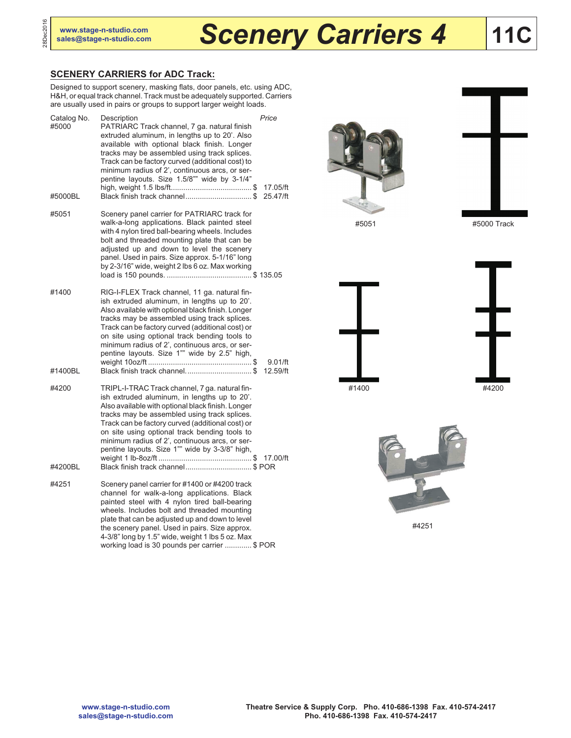# Scenery Carriers 4

## SCENERY CARRIERS for ADC Track:

Designed to support scenery, masking flats, door panels, etc. using ADC, H&H, or equal track channel. Track must be adequately supported. Carriers are usually used in pairs or groups to support larger weight loads.

| Catalog No. | Description | *Price* |
|---|---|---|
| #5000 | PATRIARC Track channel, 7 ga. natural finish extruded aluminum, in lengths up to 20'. Also available with optional black finish. Longer tracks may be assembled using track splices. Track can be factory curved (additional cost) to minimum radius of 2', continuous arcs, or serpentine layouts. Size 1.5/8"" wide by 3-1/4" high, weight 1.5 lbs/ft | $ 17.05/ft |
| #5000BL | Black finish track channel | $ 25.47/ft |
| #5051 | Scenery panel carrier for PATRIARC track for walk-a-long applications. Black painted steel with 4 nylon tired ball-bearing wheels. Includes bolt and threaded mounting plate that can be adjusted up and down to level the scenery panel. Used in pairs. Size approx. 5-1/16" long by 2-3/16" wide, weight 2 lbs 6 oz. Max working load is 150 pounds. | $ 135.05 |
| #1400 | RIG-I-FLEX Track channel, 11 ga. natural finish extruded aluminum, in lengths up to 20'. Also available with optional black finish. Longer tracks may be assembled using track splices. Track can be factory curved (additional cost) or on site using optional track bending tools to minimum radius of 2', continuous arcs, or serpentine layouts. Size 1"" wide by 2.5" high, weight 10oz/ft | $ 9.01/ft |
| #1400BL | Black finish track channel | $ 12.59/ft |
| #4200 | TRIPL-I-TRAC Track channel, 7 ga. natural finish extruded aluminum, in lengths up to 20'. Also available with optional black finish. Longer tracks may be assembled using track splices. Track can be factory curved (additional cost) or on site using optional track bending tools to minimum radius of 2', continuous arcs, or serpentine layouts. Size 1"" wide by 3-3/8" high, weight 1 lb-8oz/ft | $ 17.00/ft |
| #4200BL | Black finish track channel | $ POR |
| #4251 | Scenery panel carrier for #1400 or #4200 track channel for walk-a-long applications. Black painted steel with 4 nylon tired ball-bearing wheels. Includes bolt and threaded mounting plate that can be adjusted up and down to level the scenery panel. Used in pairs. Size approx. 4-3/8" long by 1.5" wide, weight 1 lbs 5 oz. Max working load is 30 pounds per carrier | $ POR |

#5051

#5000 Track

#1400

#4200

#4251

Theatre Service & Supply Corp. Pho. 410-686-1398 Fax. 410-574-2417